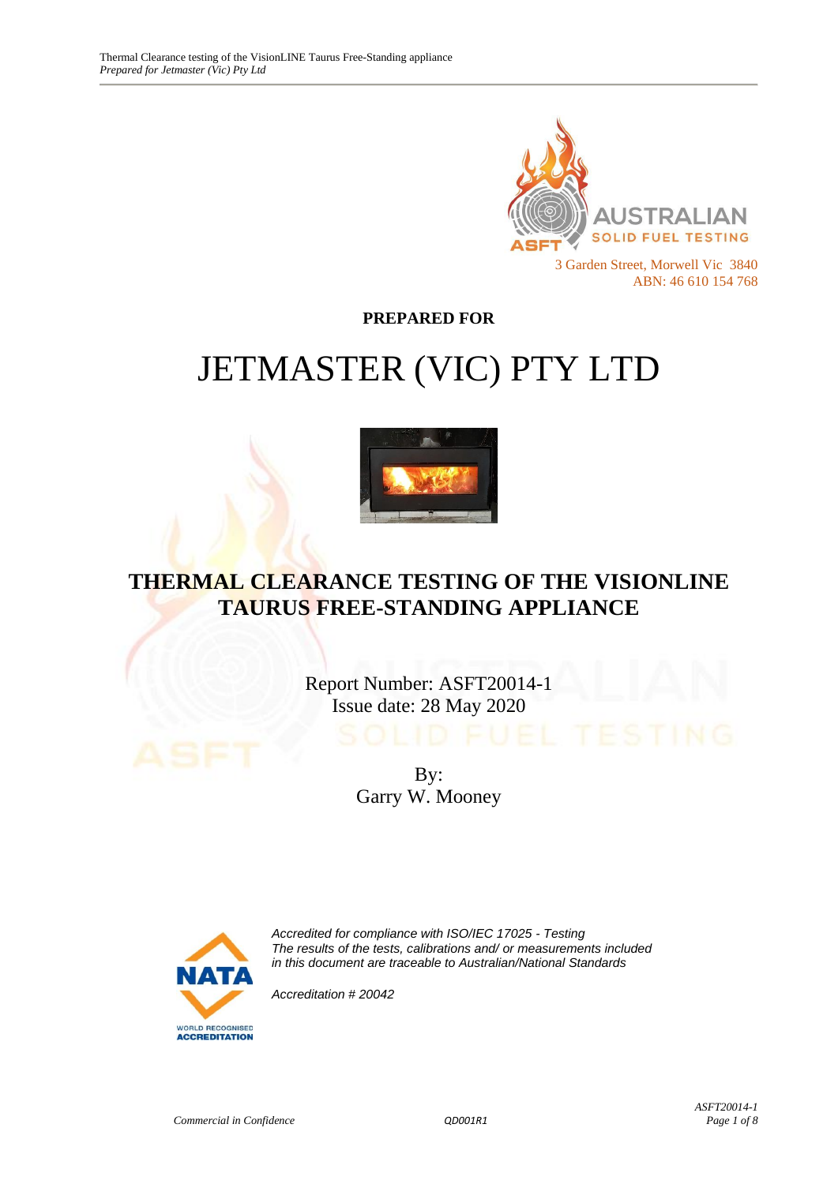AUSTRALIAN SOLID FUEL TESTING

3 Garden Street, Morwell Vic 3840
ABN: 46 610 154 768

**PREPARED FOR**

# JETMASTER (VIC) PTY LTD

## THERMAL CLEARANCE TESTING OF THE VISIONLINE TAURUS FREE-STANDING APPLIANCE

Report Number: ASFT20014-1
Issue date: 28 May 2020

By:
Garry W. Mooney

*Accredited for compliance with ISO/IEC 17025 - Testing*
*The results of the tests, calibrations and/ or measurements included in this document are traceable to Australian/National Standards*

*Accreditation # 20042*

*Commercial in Confidence*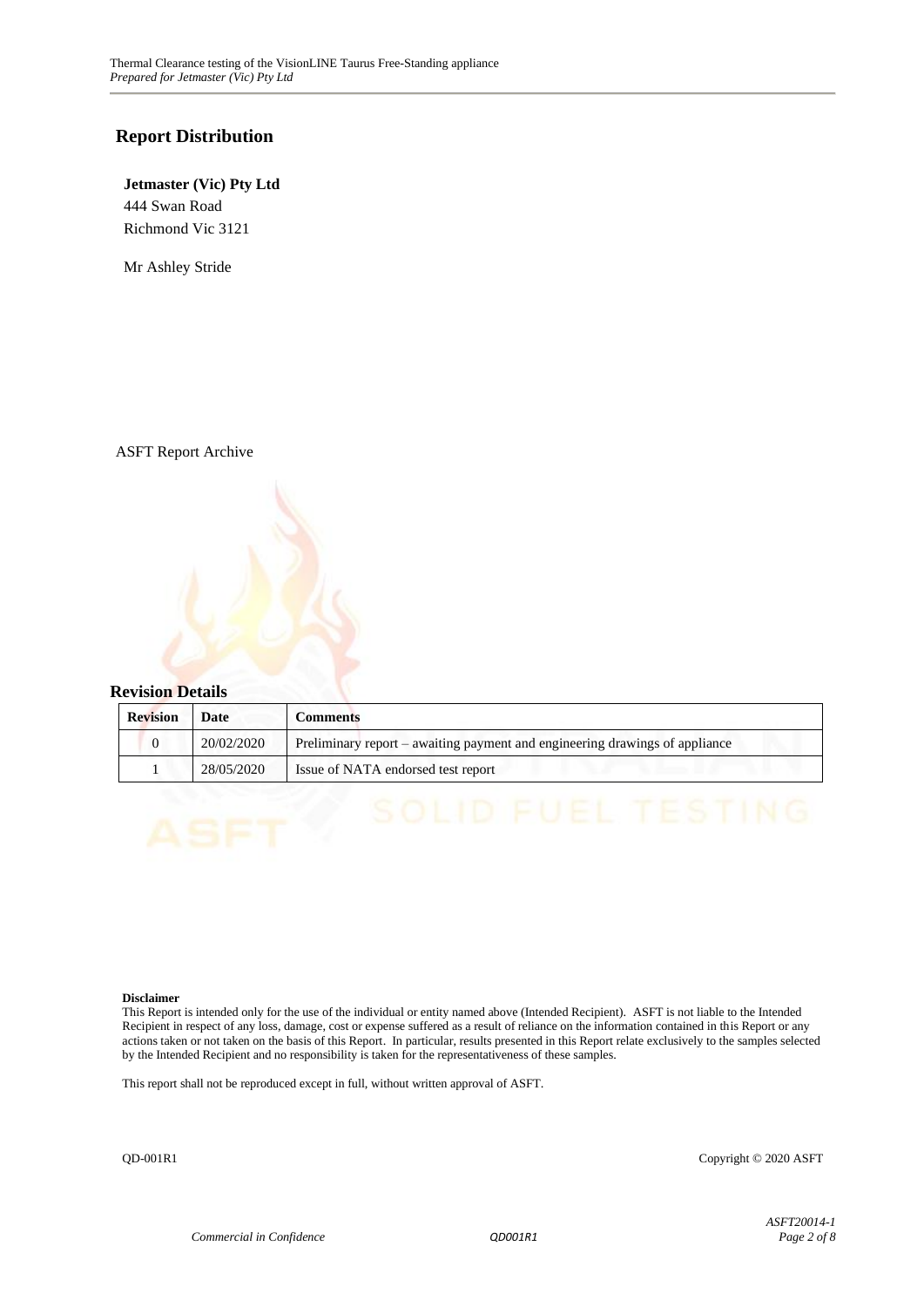## Report Distribution

**Jetmaster (Vic) Pty Ltd**
444 Swan Road
Richmond Vic 3121

Mr Ashley Stride

ASFT Report Archive

## Revision Details

| Revision | Date | Comments |
|---|---|---|
| 0 | 20/02/2020 | Preliminary report – awaiting payment and engineering drawings of appliance |
| 1 | 28/05/2020 | Issue of NATA endorsed test report |

**Disclaimer**
This Report is intended only for the use of the individual or entity named above (Intended Recipient). ASFT is not liable to the Intended Recipient in respect of any loss, damage, cost or expense suffered as a result of reliance on the information contained in this Report or any actions taken or not taken on the basis of this Report. In particular, results presented in this Report relate exclusively to the samples selected by the Intended Recipient and no responsibility is taken for the representativeness of these samples.

This report shall not be reproduced except in full, without written approval of ASFT.

QD-001R1 Copyright © 2020 ASFT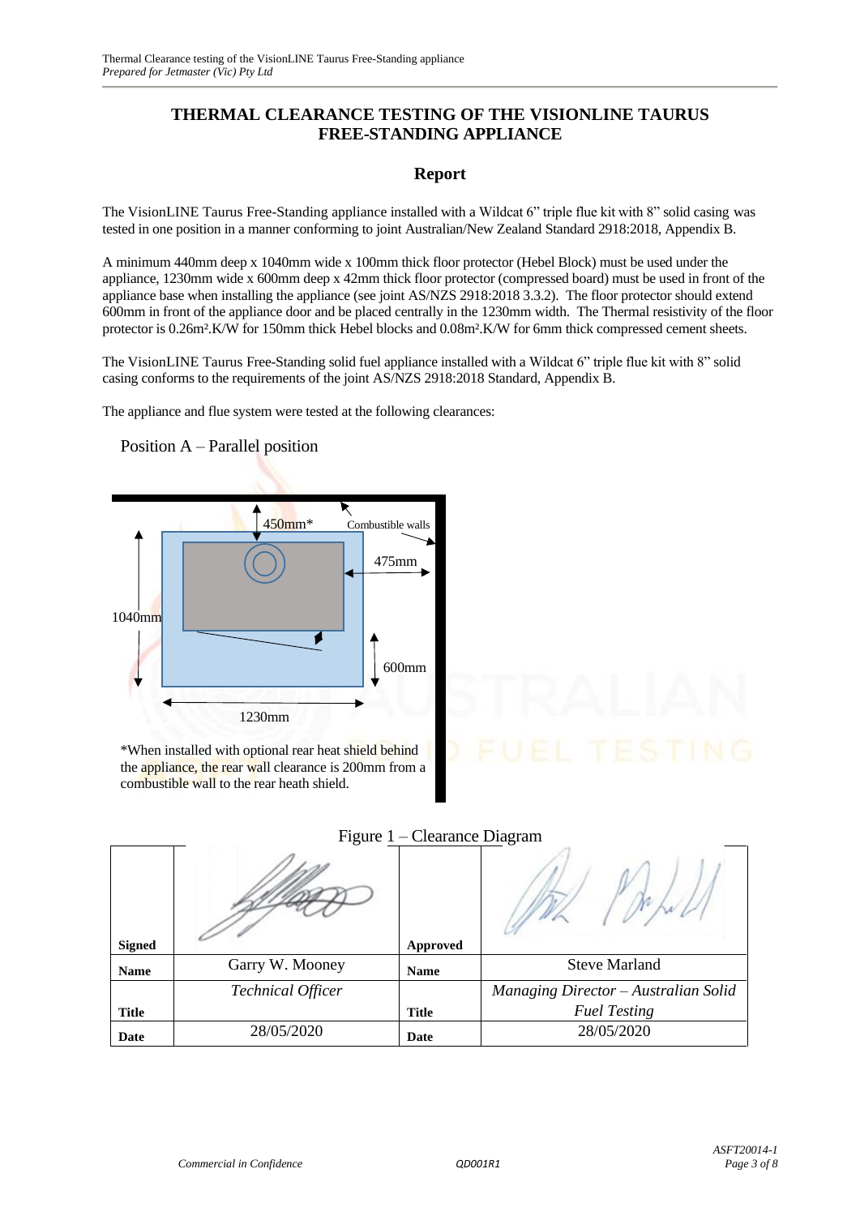# THERMAL CLEARANCE TESTING OF THE VISIONLINE TAURUS FREE-STANDING APPLIANCE

## Report

The VisionLINE Taurus Free-Standing appliance installed with a Wildcat 6" triple flue kit with 8" solid casing was tested in one position in a manner conforming to joint Australian/New Zealand Standard 2918:2018, Appendix B.

A minimum 440mm deep x 1040mm wide x 100mm thick floor protector (Hebel Block) must be used under the appliance, 1230mm wide x 600mm deep x 42mm thick floor protector (compressed board) must be used in front of the appliance base when installing the appliance (see joint AS/NZS 2918:2018 3.3.2). The floor protector should extend 600mm in front of the appliance door and be placed centrally in the 1230mm width. The Thermal resistivity of the floor protector is 0.26m².K/W for 150mm thick Hebel blocks and 0.08m².K/W for 6mm thick compressed cement sheets.

The VisionLINE Taurus Free-Standing solid fuel appliance installed with a Wildcat 6" triple flue kit with 8" solid casing conforms to the requirements of the joint AS/NZS 2918:2018 Standard, Appendix B.

The appliance and flue system were tested at the following clearances:

Position A – Parallel position

450mm*

Combustible walls

475mm

1040mm

600mm

1230mm

*When installed with optional rear heat shield behind the appliance, the rear wall clearance is 200mm from a combustible wall to the rear heath shield.

Figure 1 – Clearance Diagram

| | | | |
|---|---|---|---|
| **Signed** | | **Approved** | |
| **Name** | Garry W. Mooney | **Name** | Steve Marland |
| **Title** | *Technical Officer* | **Title** | *Managing Director – Australian Solid Fuel Testing* |
| **Date** | 28/05/2020 | **Date** | 28/05/2020 |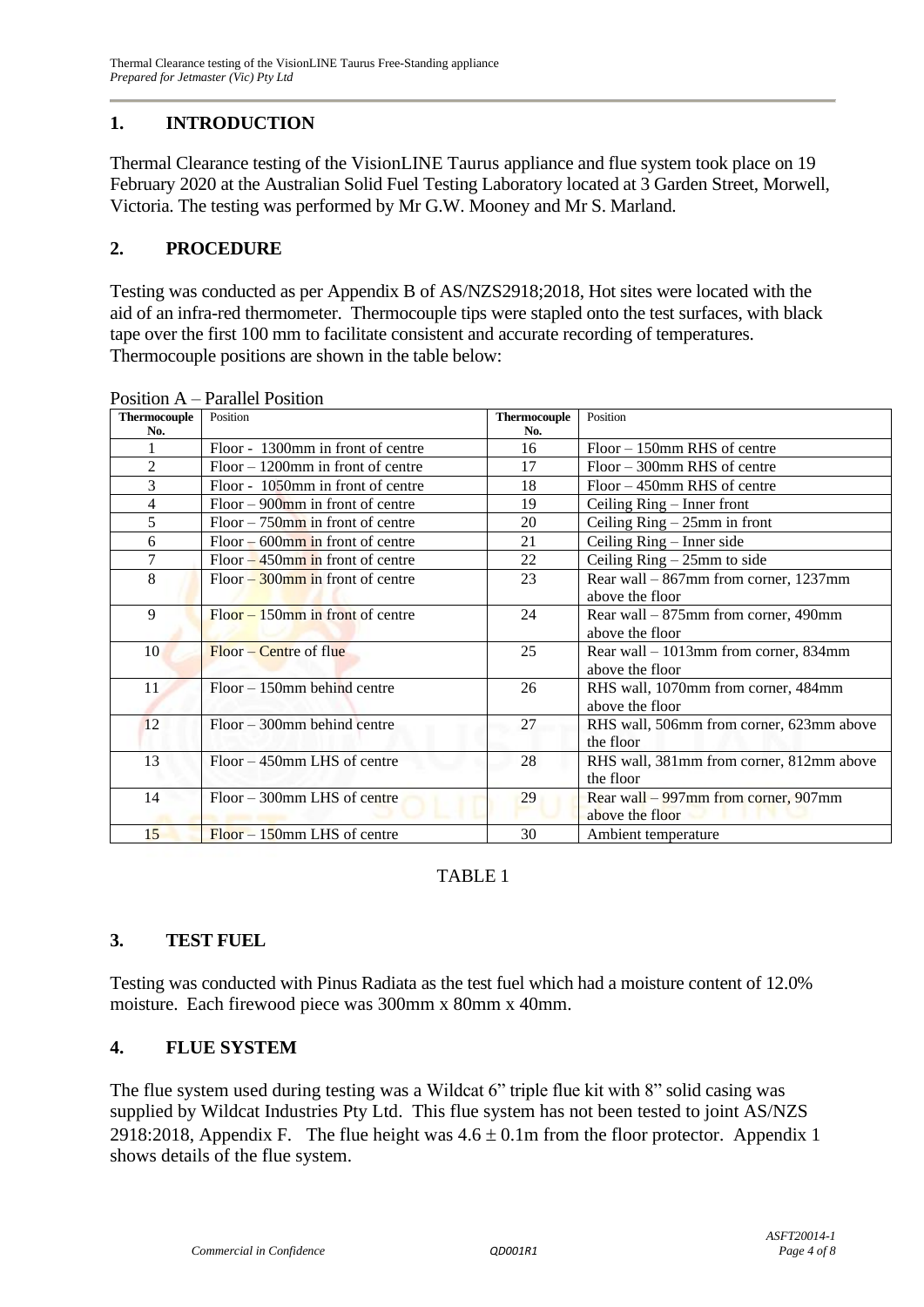## 1. INTRODUCTION

Thermal Clearance testing of the VisionLINE Taurus appliance and flue system took place on 19 February 2020 at the Australian Solid Fuel Testing Laboratory located at 3 Garden Street, Morwell, Victoria. The testing was performed by Mr G.W. Mooney and Mr S. Marland.

## 2. PROCEDURE

Testing was conducted as per Appendix B of AS/NZS2918;2018, Hot sites were located with the aid of an infra-red thermometer. Thermocouple tips were stapled onto the test surfaces, with black tape over the first 100 mm to facilitate consistent and accurate recording of temperatures. Thermocouple positions are shown in the table below:

Position A – Parallel Position

| Thermocouple No. | Position | Thermocouple No. | Position |
|---|---|---|---|
| 1 | Floor - 1300mm in front of centre | 16 | Floor – 150mm RHS of centre |
| 2 | Floor – 1200mm in front of centre | 17 | Floor – 300mm RHS of centre |
| 3 | Floor - 1050mm in front of centre | 18 | Floor – 450mm RHS of centre |
| 4 | Floor – 900mm in front of centre | 19 | Ceiling Ring – Inner front |
| 5 | Floor – 750mm in front of centre | 20 | Ceiling Ring – 25mm in front |
| 6 | Floor – 600mm in front of centre | 21 | Ceiling Ring – Inner side |
| 7 | Floor – 450mm in front of centre | 22 | Ceiling Ring – 25mm to side |
| 8 | Floor – 300mm in front of centre | 23 | Rear wall – 867mm from corner, 1237mm above the floor |
| 9 | Floor – 150mm in front of centre | 24 | Rear wall – 875mm from corner, 490mm above the floor |
| 10 | Floor – Centre of flue | 25 | Rear wall – 1013mm from corner, 834mm above the floor |
| 11 | Floor – 150mm behind centre | 26 | RHS wall, 1070mm from corner, 484mm above the floor |
| 12 | Floor – 300mm behind centre | 27 | RHS wall, 506mm from corner, 623mm above the floor |
| 13 | Floor – 450mm LHS of centre | 28 | RHS wall, 381mm from corner, 812mm above the floor |
| 14 | Floor – 300mm LHS of centre | 29 | Rear wall – 997mm from corner, 907mm above the floor |
| 15 | Floor – 150mm LHS of centre | 30 | Ambient temperature |

TABLE 1

## 3. TEST FUEL

Testing was conducted with Pinus Radiata as the test fuel which had a moisture content of 12.0% moisture. Each firewood piece was 300mm x 80mm x 40mm.

## 4. FLUE SYSTEM

The flue system used during testing was a Wildcat 6" triple flue kit with 8" solid casing was supplied by Wildcat Industries Pty Ltd. This flue system has not been tested to joint AS/NZS 2918:2018, Appendix F. The flue height was $4.6 \pm 0.1$m from the floor protector. Appendix 1 shows details of the flue system.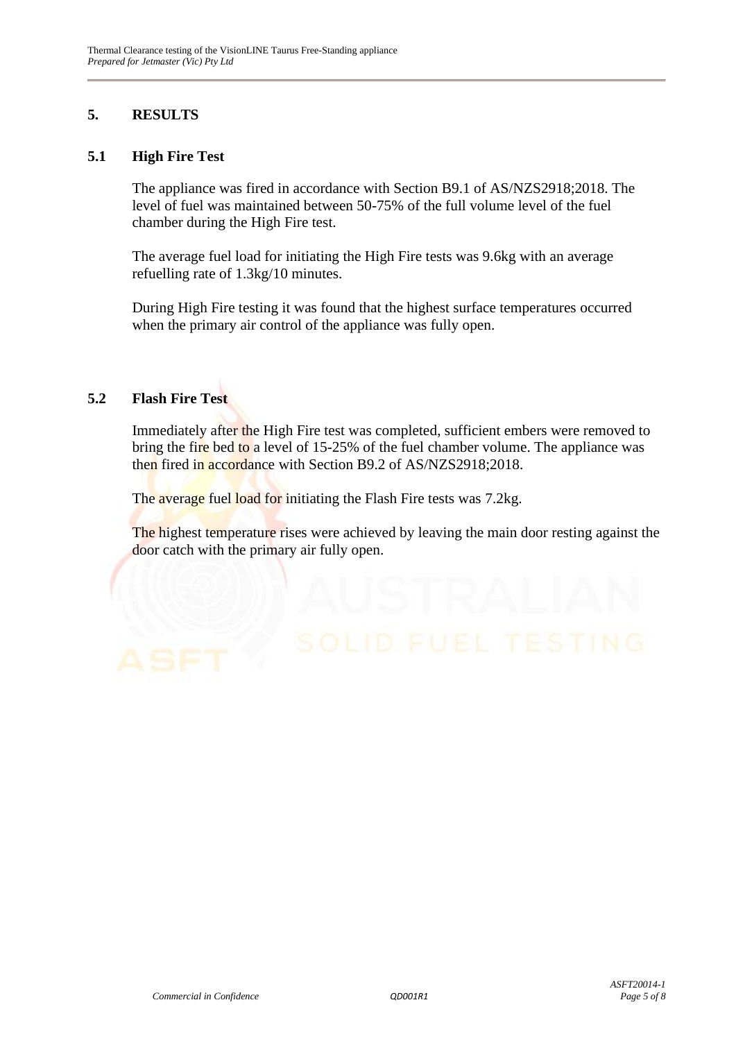## 5. RESULTS

### 5.1 High Fire Test

The appliance was fired in accordance with Section B9.1 of AS/NZS2918;2018. The level of fuel was maintained between 50-75% of the full volume level of the fuel chamber during the High Fire test.

The average fuel load for initiating the High Fire tests was 9.6kg with an average refuelling rate of 1.3kg/10 minutes.

During High Fire testing it was found that the highest surface temperatures occurred when the primary air control of the appliance was fully open.

### 5.2 Flash Fire Test

Immediately after the High Fire test was completed, sufficient embers were removed to bring the fire bed to a level of 15-25% of the fuel chamber volume. The appliance was then fired in accordance with Section B9.2 of AS/NZS2918;2018.

The average fuel load for initiating the Flash Fire tests was 7.2kg.

The highest temperature rises were achieved by leaving the main door resting against the door catch with the primary air fully open.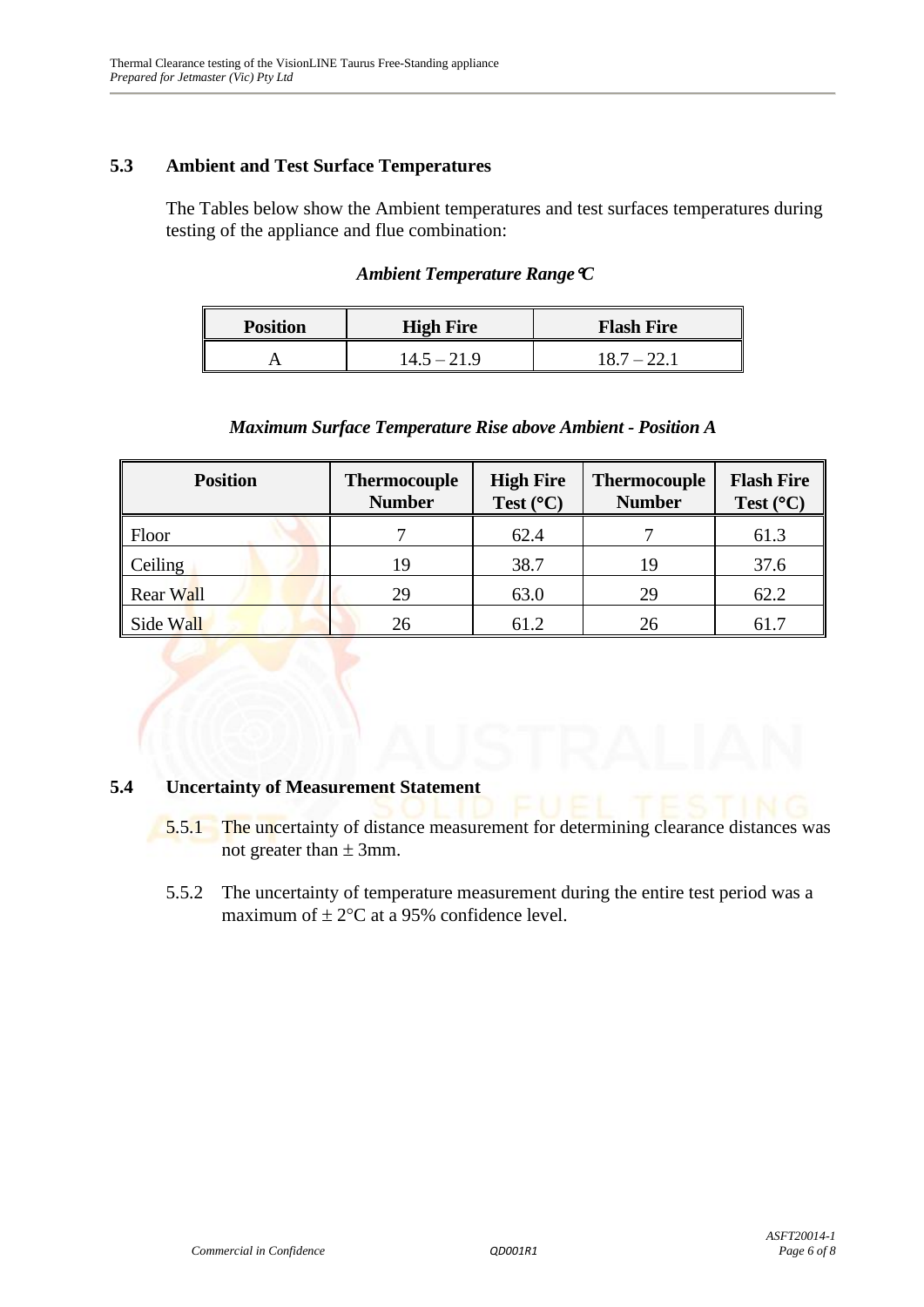## 5.3 Ambient and Test Surface Temperatures

The Tables below show the Ambient temperatures and test surfaces temperatures during testing of the appliance and flue combination:

***Ambient Temperature Range °C***

| Position | High Fire | Flash Fire |
|---|---|---|
| A | 14.5 – 21.9 | 18.7 – 22.1 |

***Maximum Surface Temperature Rise above Ambient - Position A***

| Position | Thermocouple Number | High Fire Test (°C) | Thermocouple Number | Flash Fire Test (°C) |
|---|---|---|---|---|
| Floor | 7 | 62.4 | 7 | 61.3 |
| Ceiling | 19 | 38.7 | 19 | 37.6 |
| Rear Wall | 29 | 63.0 | 29 | 62.2 |
| Side Wall | 26 | 61.2 | 26 | 61.7 |

## 5.4 Uncertainty of Measurement Statement

5.5.1 The uncertainty of distance measurement for determining clearance distances was not greater than ± 3mm.

5.5.2 The uncertainty of temperature measurement during the entire test period was a maximum of ± 2°C at a 95% confidence level.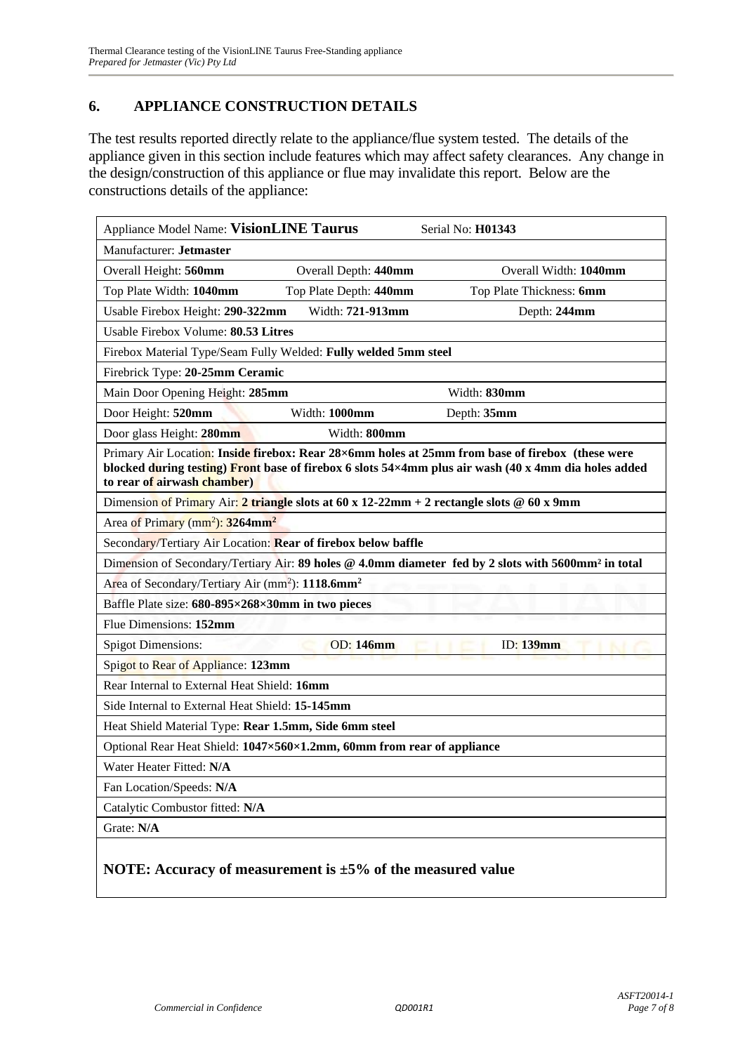## 6. APPLIANCE CONSTRUCTION DETAILS

The test results reported directly relate to the appliance/flue system tested. The details of the appliance given in this section include features which may affect safety clearances. Any change in the design/construction of this appliance or flue may invalidate this report. Below are the constructions details of the appliance:

| | | |
|---|---|---|
| Appliance Model Name: **VisionLINE Taurus** | | Serial No: **H01343** |
| Manufacturer: **Jetmaster** | | |
| Overall Height: **560mm** | Overall Depth: **440mm** | Overall Width: **1040mm** |
| Top Plate Width: **1040mm** | Top Plate Depth: **440mm** | Top Plate Thickness: **6mm** |
| Usable Firebox Height: **290-322mm** | Width: **721-913mm** | Depth: **244mm** |
| Usable Firebox Volume: **80.53 Litres** | | |
| Firebox Material Type/Seam Fully Welded: **Fully welded 5mm steel** | | |
| Firebrick Type: **20-25mm Ceramic** | | |
| Main Door Opening Height: **285mm** | | Width: **830mm** |
| Door Height: **520mm** | Width: **1000mm** | Depth: **35mm** |
| Door glass Height: **280mm** | Width: **800mm** | |
| Primary Air Location: **Inside firebox: Rear 28×6mm holes at 25mm from base of firebox (these were blocked during testing) Front base of firebox 6 slots 54×4mm plus air wash (40 x 4mm dia holes added to rear of airwash chamber)** | | |
| Dimension of Primary Air: **2 triangle slots at 60 x 12-22mm + 2 rectangle slots @ 60 x 9mm** | | |
| Area of Primary ($mm^2$): **3264mm$^2$** | | |
| Secondary/Tertiary Air Location: **Rear of firebox below baffle** | | |
| Dimension of Secondary/Tertiary Air: **89 holes @ 4.0mm diameter fed by 2 slots with 5600mm$^2$ in total** | | |
| Area of Secondary/Tertiary Air ($mm^2$): **1118.6mm$^2$** | | |
| Baffle Plate size: **680-895×268×30mm in two pieces** | | |
| Flue Dimensions: **152mm** | | |
| Spigot Dimensions: | OD: **146mm** | ID: **139mm** |
| Spigot to Rear of Appliance: **123mm** | | |
| Rear Internal to External Heat Shield: **16mm** | | |
| Side Internal to External Heat Shield: **15-145mm** | | |
| Heat Shield Material Type: **Rear 1.5mm, Side 6mm steel** | | |
| Optional Rear Heat Shield: **1047×560×1.2mm, 60mm from rear of appliance** | | |
| Water Heater Fitted: **N/A** | | |
| Fan Location/Speeds: **N/A** | | |
| Catalytic Combustor fitted: **N/A** | | |
| Grate: **N/A** | | |

**NOTE: Accuracy of measurement is ±5% of the measured value**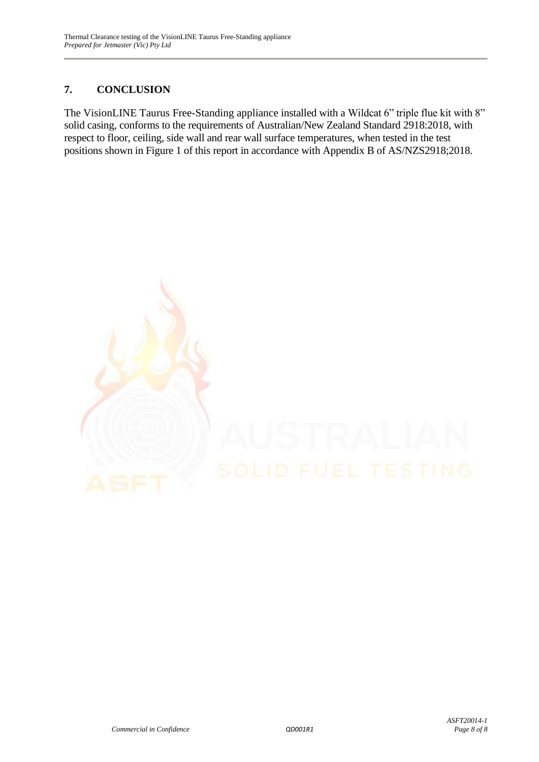## 7. CONCLUSION

The VisionLINE Taurus Free-Standing appliance installed with a Wildcat 6" triple flue kit with 8" solid casing, conforms to the requirements of Australian/New Zealand Standard 2918:2018, with respect to floor, ceiling, side wall and rear wall surface temperatures, when tested in the test positions shown in Figure 1 of this report in accordance with Appendix B of AS/NZS2918;2018.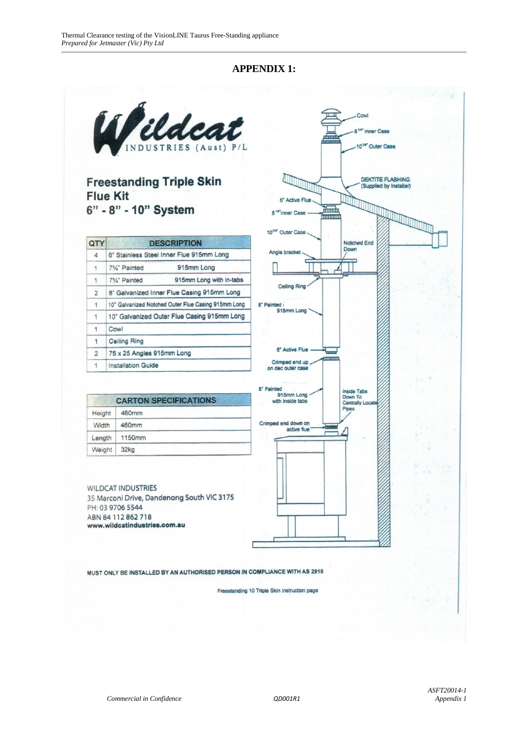# APPENDIX 1:

Wildcat INDUSTRIES (Aust) P/L

## Freestanding Triple Skin Flue Kit 6" - 8" - 10" System

| QTY | DESCRIPTION |
|---|---|
| 4 | 6" Stainless Steel Inner Flue 915mm Long |
| 1 | 7¾" Painted 915mm Long |
| 1 | 7¾" Painted 915mm Long with in-tabs |
| 2 | 8" Galvanized Inner Flue Casing 915mm Long |
| 1 | 10" Galvanized Notched Outer Flue Casing 915mm Long |
| 1 | 10" Galvanized Outer Flue Casing 915mm Long |
| 1 | Cowl |
| 1 | Ceiling Ring |
| 2 | 75 x 25 Angles 915mm Long |
| 1 | Installation Guide |

| CARTON SPECIFICATIONS | |
|---|---|
| Height | 460mm |
| Width | 460mm |
| Length | 1150mm |
| Weight | 32kg |

WILDCAT INDUSTRIES
35 Marconi Drive, Dandenong South VIC 3175
PH: 03 9706 5544
ABN 84 112 862 718
www.wildcatindustries.com.au

Cowl
8 1/4" Inner Case
10 1/4" Outer Case
DEKTITE FLASHING (Supplied by Installer)
6" Active Flue
8 1/4" Inner Case
10 1/4" Outer Case
Notched End Down
Angle bracket
Ceiling Ring
8" Painted 915mm Long
6" Active Flue
Crimped end up on dec outer case
8" Painted 915mm Long with inside tabs
Inside Tabs Down To Centrally Locate Pipes
Crimped end down on active flue

MUST ONLY BE INSTALLED BY AN AUTHORISED PERSON IN COMPLIANCE WITH AS 2918

Freestanding 10 Triple Skin Instruction page